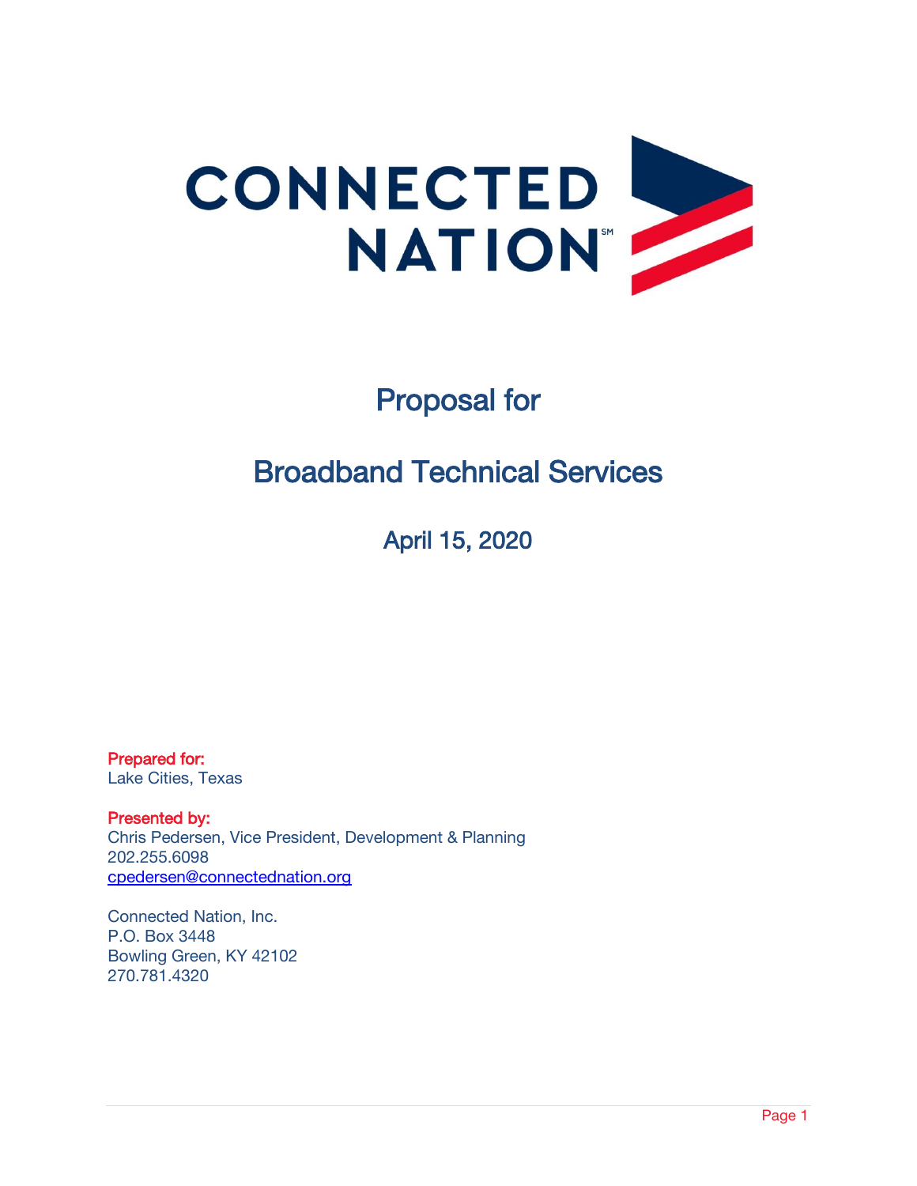CONNECTED NATION[SM]

# Proposal for

# Broadband Technical Services

## April 15, 2020

**Prepared for:**
Lake Cities, Texas

**Presented by:**
Chris Pedersen, Vice President, Development & Planning
202.255.6098
cpedersen@connectednation.org

Connected Nation, Inc.
P.O. Box 3448
Bowling Green, KY 42102
270.781.4320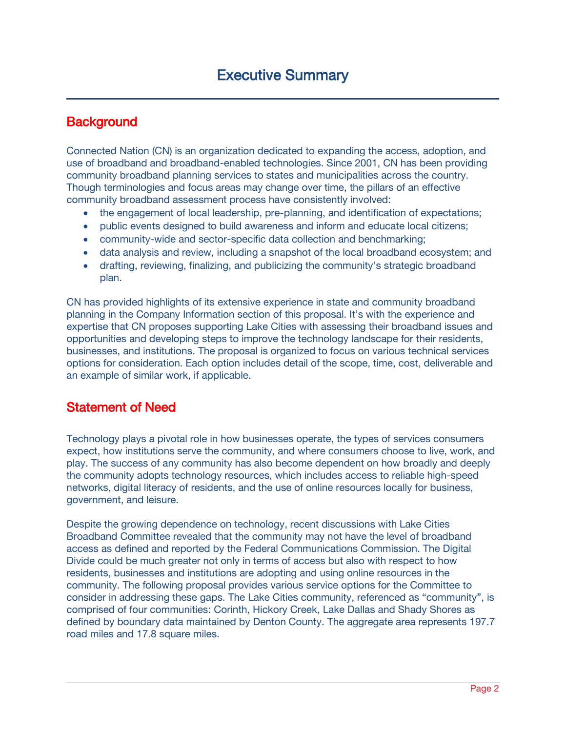# Executive Summary

## Background

Connected Nation (CN) is an organization dedicated to expanding the access, adoption, and use of broadband and broadband-enabled technologies. Since 2001, CN has been providing community broadband planning services to states and municipalities across the country. Though terminologies and focus areas may change over time, the pillars of an effective community broadband assessment process have consistently involved:

- the engagement of local leadership, pre-planning, and identification of expectations;
- public events designed to build awareness and inform and educate local citizens;
- community-wide and sector-specific data collection and benchmarking;
- data analysis and review, including a snapshot of the local broadband ecosystem; and
- drafting, reviewing, finalizing, and publicizing the community's strategic broadband plan.

CN has provided highlights of its extensive experience in state and community broadband planning in the Company Information section of this proposal. It's with the experience and expertise that CN proposes supporting Lake Cities with assessing their broadband issues and opportunities and developing steps to improve the technology landscape for their residents, businesses, and institutions. The proposal is organized to focus on various technical services options for consideration. Each option includes detail of the scope, time, cost, deliverable and an example of similar work, if applicable.

## Statement of Need

Technology plays a pivotal role in how businesses operate, the types of services consumers expect, how institutions serve the community, and where consumers choose to live, work, and play. The success of any community has also become dependent on how broadly and deeply the community adopts technology resources, which includes access to reliable high-speed networks, digital literacy of residents, and the use of online resources locally for business, government, and leisure.

Despite the growing dependence on technology, recent discussions with Lake Cities Broadband Committee revealed that the community may not have the level of broadband access as defined and reported by the Federal Communications Commission. The Digital Divide could be much greater not only in terms of access but also with respect to how residents, businesses and institutions are adopting and using online resources in the community. The following proposal provides various service options for the Committee to consider in addressing these gaps. The Lake Cities community, referenced as "community", is comprised of four communities: Corinth, Hickory Creek, Lake Dallas and Shady Shores as defined by boundary data maintained by Denton County. The aggregate area represents 197.7 road miles and 17.8 square miles.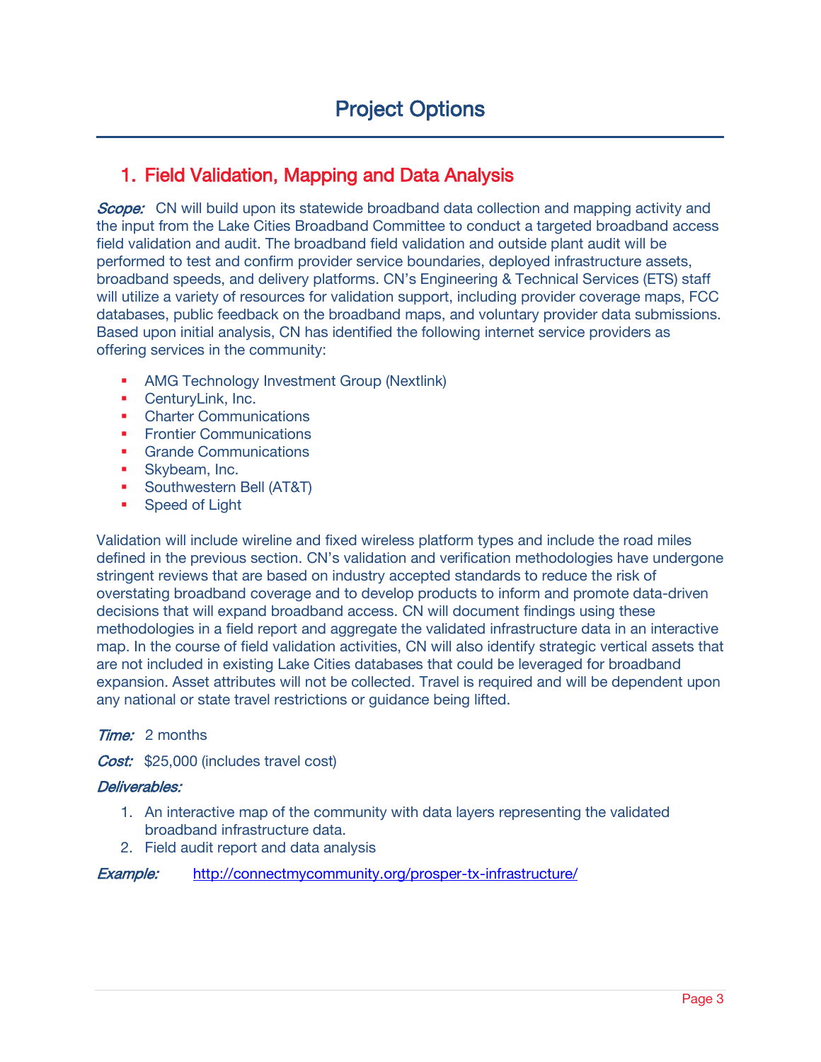# Project Options

## 1. Field Validation, Mapping and Data Analysis

***Scope:*** CN will build upon its statewide broadband data collection and mapping activity and the input from the Lake Cities Broadband Committee to conduct a targeted broadband access field validation and audit. The broadband field validation and outside plant audit will be performed to test and confirm provider service boundaries, deployed infrastructure assets, broadband speeds, and delivery platforms. CN's Engineering & Technical Services (ETS) staff will utilize a variety of resources for validation support, including provider coverage maps, FCC databases, public feedback on the broadband maps, and voluntary provider data submissions. Based upon initial analysis, CN has identified the following internet service providers as offering services in the community:

- AMG Technology Investment Group (Nextlink)
- CenturyLink, Inc.
- Charter Communications
- Frontier Communications
- Grande Communications
- Skybeam, Inc.
- Southwestern Bell (AT&T)
- Speed of Light

Validation will include wireline and fixed wireless platform types and include the road miles defined in the previous section. CN's validation and verification methodologies have undergone stringent reviews that are based on industry accepted standards to reduce the risk of overstating broadband coverage and to develop products to inform and promote data-driven decisions that will expand broadband access. CN will document findings using these methodologies in a field report and aggregate the validated infrastructure data in an interactive map. In the course of field validation activities, CN will also identify strategic vertical assets that are not included in existing Lake Cities databases that could be leveraged for broadband expansion. Asset attributes will not be collected. Travel is required and will be dependent upon any national or state travel restrictions or guidance being lifted.

***Time:*** 2 months

***Cost:*** $25,000 (includes travel cost)

***Deliverables:***

1. An interactive map of the community with data layers representing the validated broadband infrastructure data.
2. Field audit report and data analysis

***Example:*** http://connectmycommunity.org/prosper-tx-infrastructure/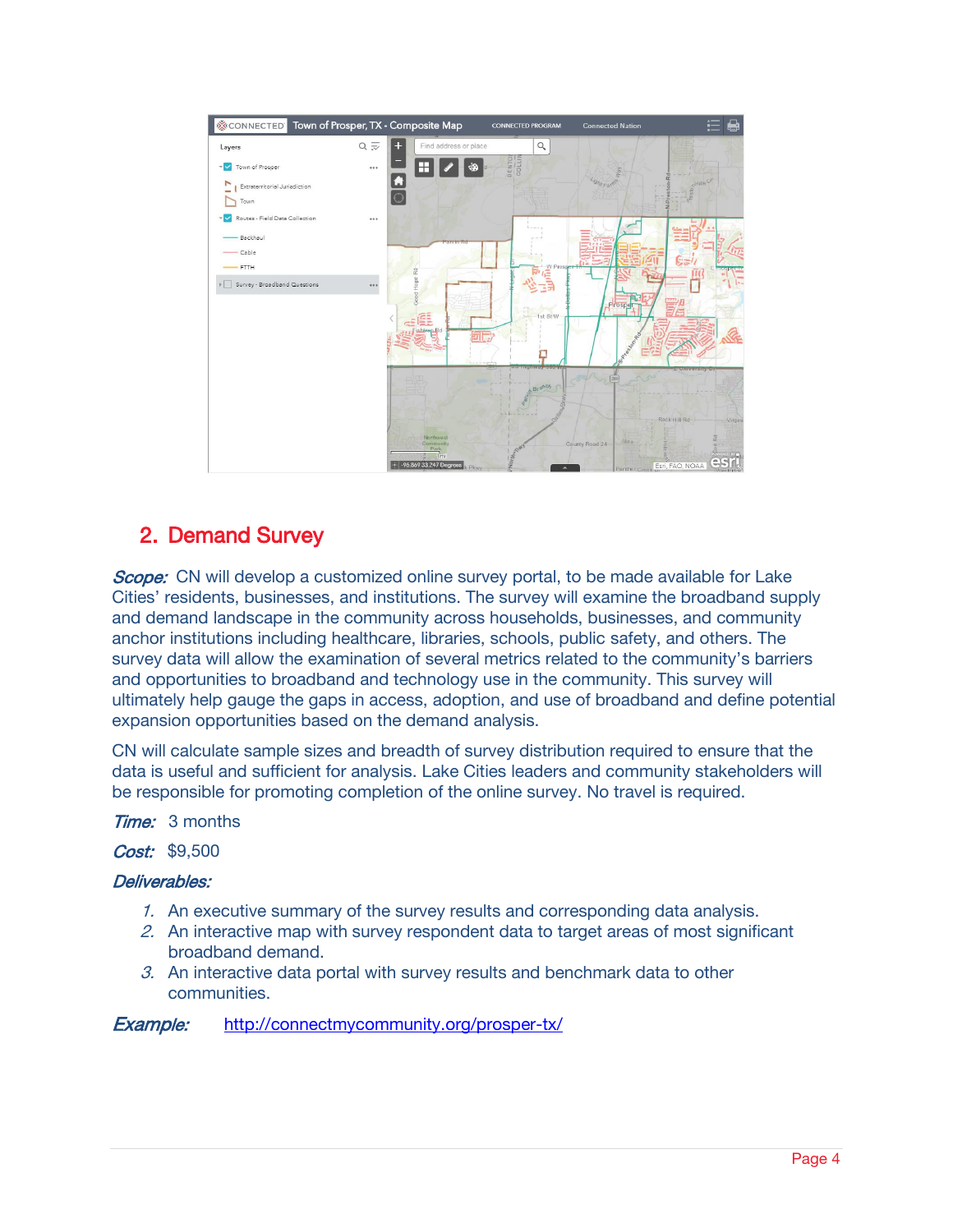## 2. Demand Survey

***Scope:*** CN will develop a customized online survey portal, to be made available for Lake Cities' residents, businesses, and institutions. The survey will examine the broadband supply and demand landscape in the community across households, businesses, and community anchor institutions including healthcare, libraries, schools, public safety, and others. The survey data will allow the examination of several metrics related to the community's barriers and opportunities to broadband and technology use in the community. This survey will ultimately help gauge the gaps in access, adoption, and use of broadband and define potential expansion opportunities based on the demand analysis.

CN will calculate sample sizes and breadth of survey distribution required to ensure that the data is useful and sufficient for analysis. Lake Cities leaders and community stakeholders will be responsible for promoting completion of the online survey. No travel is required.

***Time:*** 3 months

***Cost:*** $9,500

***Deliverables:***

1. An executive summary of the survey results and corresponding data analysis.
2. An interactive map with survey respondent data to target areas of most significant broadband demand.
3. An interactive data portal with survey results and benchmark data to other communities.

***Example:*** http://connectmycommunity.org/prosper-tx/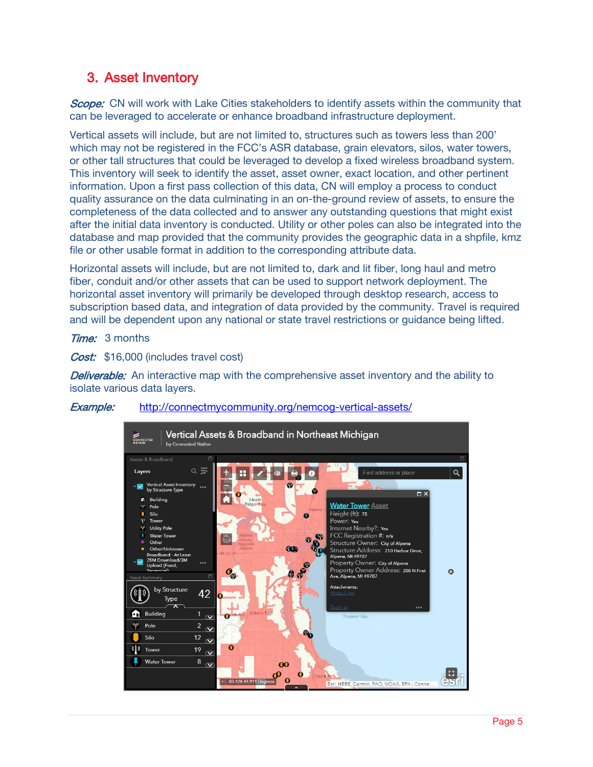## 3. Asset Inventory

*Scope:* CN will work with Lake Cities stakeholders to identify assets within the community that can be leveraged to accelerate or enhance broadband infrastructure deployment.

Vertical assets will include, but are not limited to, structures such as towers less than 200' which may not be registered in the FCC's ASR database, grain elevators, silos, water towers, or other tall structures that could be leveraged to develop a fixed wireless broadband system. This inventory will seek to identify the asset, asset owner, exact location, and other pertinent information. Upon a first pass collection of this data, CN will employ a process to conduct quality assurance on the data culminating in an on-the-ground review of assets, to ensure the completeness of the data collected and to answer any outstanding questions that might exist after the initial data inventory is conducted. Utility or other poles can also be integrated into the database and map provided that the community provides the geographic data in a shpfile, kmz file or other usable format in addition to the corresponding attribute data.

Horizontal assets will include, but are not limited to, dark and lit fiber, long haul and metro fiber, conduit and/or other assets that can be used to support network deployment. The horizontal asset inventory will primarily be developed through desktop research, access to subscription based data, and integration of data provided by the community. Travel is required and will be dependent upon any national or state travel restrictions or guidance being lifted.

*Time:* 3 months

*Cost:* $16,000 (includes travel cost)

*Deliverable:* An interactive map with the comprehensive asset inventory and the ability to isolate various data layers.

*Example:* http://connectmycommunity.org/nemcog-vertical-assets/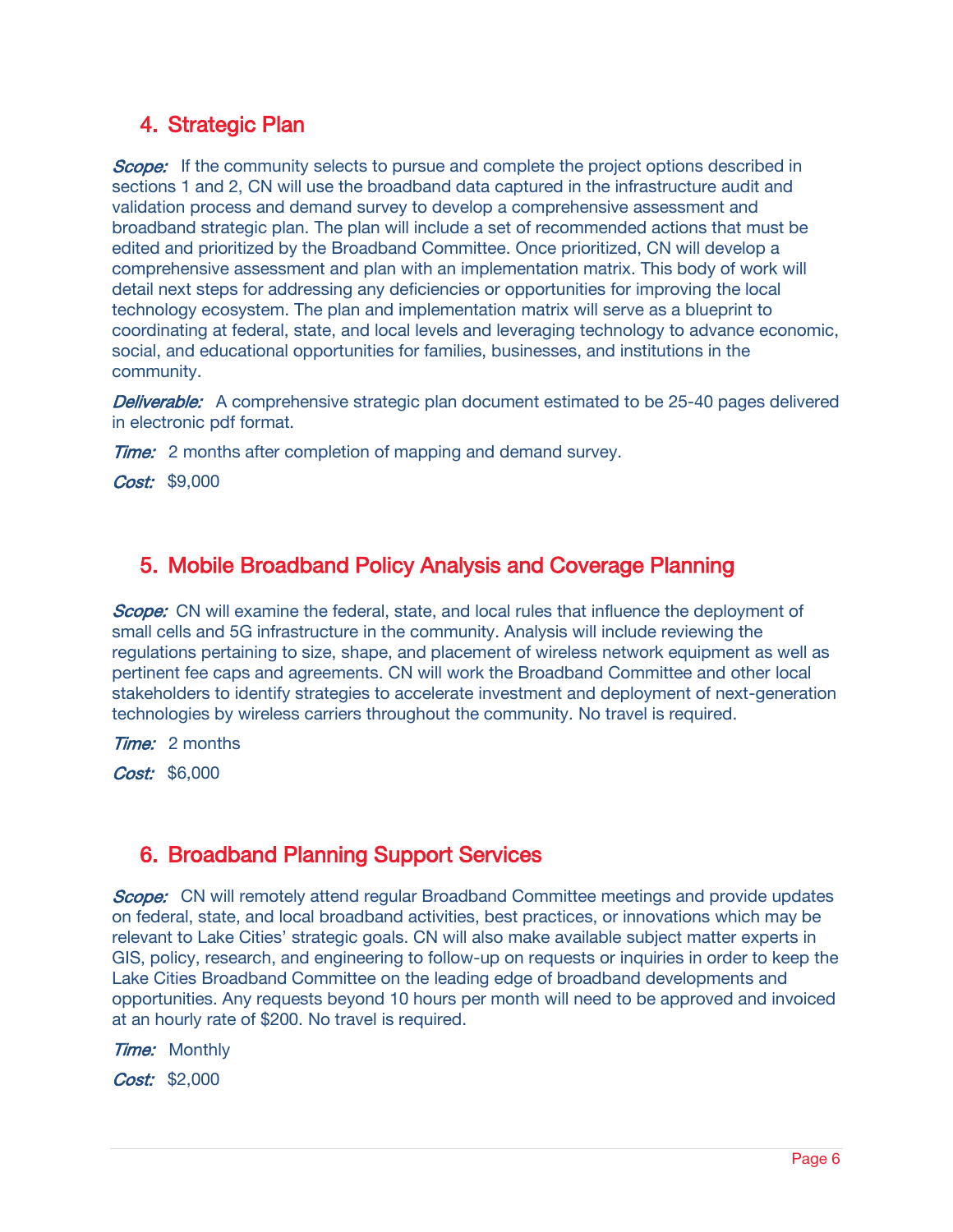## 4. Strategic Plan

***Scope:*** If the community selects to pursue and complete the project options described in sections 1 and 2, CN will use the broadband data captured in the infrastructure audit and validation process and demand survey to develop a comprehensive assessment and broadband strategic plan. The plan will include a set of recommended actions that must be edited and prioritized by the Broadband Committee. Once prioritized, CN will develop a comprehensive assessment and plan with an implementation matrix. This body of work will detail next steps for addressing any deficiencies or opportunities for improving the local technology ecosystem. The plan and implementation matrix will serve as a blueprint to coordinating at federal, state, and local levels and leveraging technology to advance economic, social, and educational opportunities for families, businesses, and institutions in the community.

***Deliverable:*** A comprehensive strategic plan document estimated to be 25-40 pages delivered in electronic pdf format.

***Time:*** 2 months after completion of mapping and demand survey.

***Cost:*** $9,000

## 5. Mobile Broadband Policy Analysis and Coverage Planning

***Scope:*** CN will examine the federal, state, and local rules that influence the deployment of small cells and 5G infrastructure in the community. Analysis will include reviewing the regulations pertaining to size, shape, and placement of wireless network equipment as well as pertinent fee caps and agreements. CN will work the Broadband Committee and other local stakeholders to identify strategies to accelerate investment and deployment of next-generation technologies by wireless carriers throughout the community. No travel is required.

***Time:*** 2 months

***Cost:*** $6,000

## 6. Broadband Planning Support Services

***Scope:*** CN will remotely attend regular Broadband Committee meetings and provide updates on federal, state, and local broadband activities, best practices, or innovations which may be relevant to Lake Cities' strategic goals. CN will also make available subject matter experts in GIS, policy, research, and engineering to follow-up on requests or inquiries in order to keep the Lake Cities Broadband Committee on the leading edge of broadband developments and opportunities. Any requests beyond 10 hours per month will need to be approved and invoiced at an hourly rate of $200. No travel is required.

***Time:*** Monthly

***Cost:*** $2,000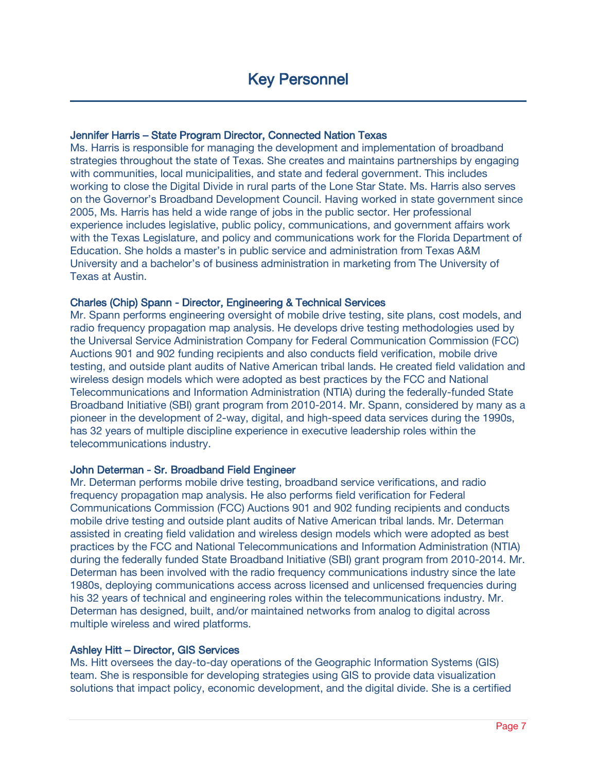# Key Personnel

### Jennifer Harris – State Program Director, Connected Nation Texas

Ms. Harris is responsible for managing the development and implementation of broadband strategies throughout the state of Texas. She creates and maintains partnerships by engaging with communities, local municipalities, and state and federal government. This includes working to close the Digital Divide in rural parts of the Lone Star State. Ms. Harris also serves on the Governor's Broadband Development Council. Having worked in state government since 2005, Ms. Harris has held a wide range of jobs in the public sector. Her professional experience includes legislative, public policy, communications, and government affairs work with the Texas Legislature, and policy and communications work for the Florida Department of Education. She holds a master's in public service and administration from Texas A&M University and a bachelor's of business administration in marketing from The University of Texas at Austin.

### Charles (Chip) Spann - Director, Engineering & Technical Services

Mr. Spann performs engineering oversight of mobile drive testing, site plans, cost models, and radio frequency propagation map analysis. He develops drive testing methodologies used by the Universal Service Administration Company for Federal Communication Commission (FCC) Auctions 901 and 902 funding recipients and also conducts field verification, mobile drive testing, and outside plant audits of Native American tribal lands. He created field validation and wireless design models which were adopted as best practices by the FCC and National Telecommunications and Information Administration (NTIA) during the federally-funded State Broadband Initiative (SBI) grant program from 2010-2014. Mr. Spann, considered by many as a pioneer in the development of 2-way, digital, and high-speed data services during the 1990s, has 32 years of multiple discipline experience in executive leadership roles within the telecommunications industry.

### John Determan - Sr. Broadband Field Engineer

Mr. Determan performs mobile drive testing, broadband service verifications, and radio frequency propagation map analysis. He also performs field verification for Federal Communications Commission (FCC) Auctions 901 and 902 funding recipients and conducts mobile drive testing and outside plant audits of Native American tribal lands. Mr. Determan assisted in creating field validation and wireless design models which were adopted as best practices by the FCC and National Telecommunications and Information Administration (NTIA) during the federally funded State Broadband Initiative (SBI) grant program from 2010-2014. Mr. Determan has been involved with the radio frequency communications industry since the late 1980s, deploying communications access across licensed and unlicensed frequencies during his 32 years of technical and engineering roles within the telecommunications industry. Mr. Determan has designed, built, and/or maintained networks from analog to digital across multiple wireless and wired platforms.

### Ashley Hitt – Director, GIS Services

Ms. Hitt oversees the day-to-day operations of the Geographic Information Systems (GIS) team. She is responsible for developing strategies using GIS to provide data visualization solutions that impact policy, economic development, and the digital divide. She is a certified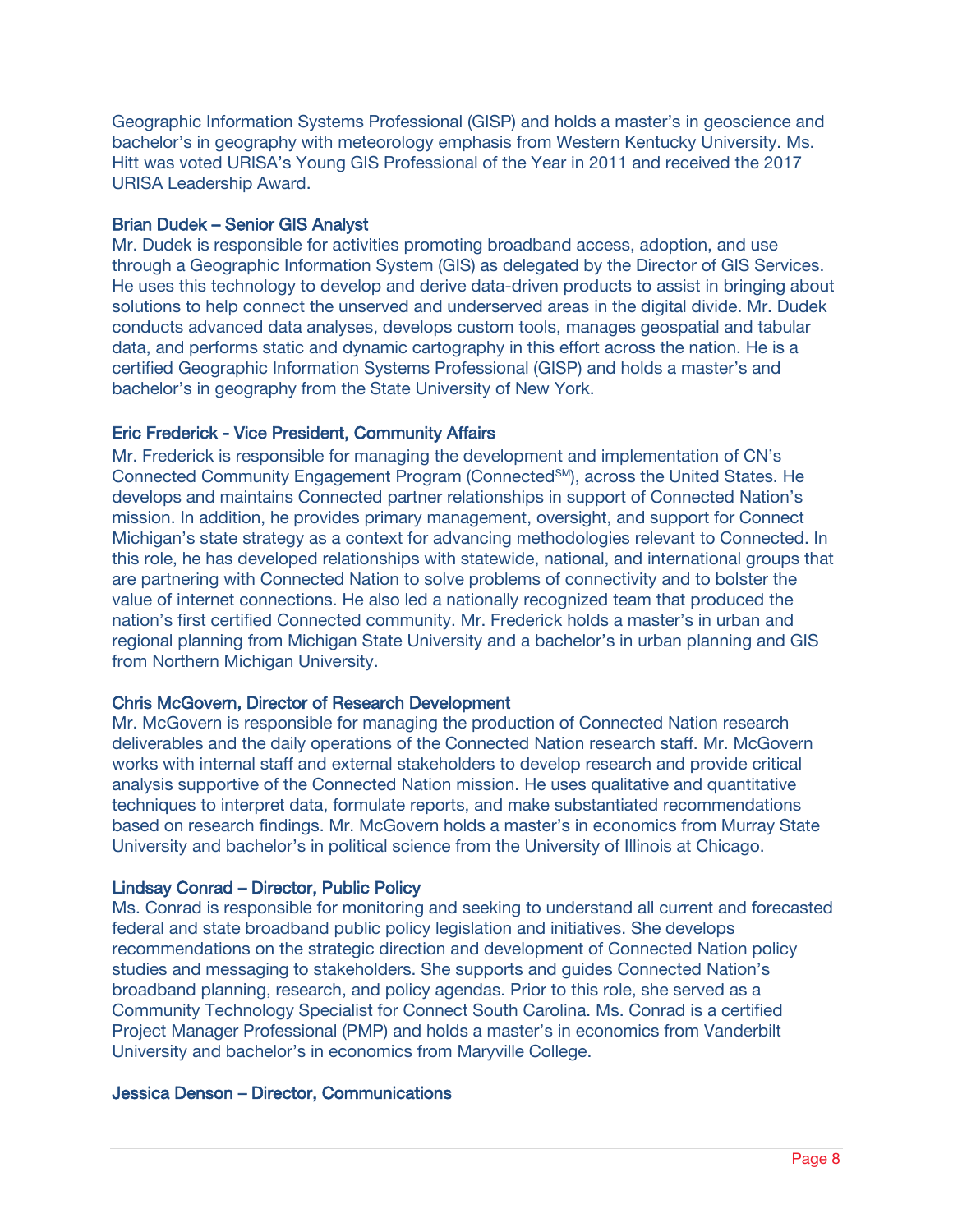Geographic Information Systems Professional (GISP) and holds a master's in geoscience and bachelor's in geography with meteorology emphasis from Western Kentucky University. Ms. Hitt was voted URISA's Young GIS Professional of the Year in 2011 and received the 2017 URISA Leadership Award.

### Brian Dudek – Senior GIS Analyst

Mr. Dudek is responsible for activities promoting broadband access, adoption, and use through a Geographic Information System (GIS) as delegated by the Director of GIS Services. He uses this technology to develop and derive data-driven products to assist in bringing about solutions to help connect the unserved and underserved areas in the digital divide. Mr. Dudek conducts advanced data analyses, develops custom tools, manages geospatial and tabular data, and performs static and dynamic cartography in this effort across the nation. He is a certified Geographic Information Systems Professional (GISP) and holds a master's and bachelor's in geography from the State University of New York.

### Eric Frederick - Vice President, Community Affairs

Mr. Frederick is responsible for managing the development and implementation of CN's Connected Community Engagement Program (Connected[SM]), across the United States. He develops and maintains Connected partner relationships in support of Connected Nation's mission. In addition, he provides primary management, oversight, and support for Connect Michigan's state strategy as a context for advancing methodologies relevant to Connected. In this role, he has developed relationships with statewide, national, and international groups that are partnering with Connected Nation to solve problems of connectivity and to bolster the value of internet connections. He also led a nationally recognized team that produced the nation's first certified Connected community. Mr. Frederick holds a master's in urban and regional planning from Michigan State University and a bachelor's in urban planning and GIS from Northern Michigan University.

### Chris McGovern, Director of Research Development

Mr. McGovern is responsible for managing the production of Connected Nation research deliverables and the daily operations of the Connected Nation research staff. Mr. McGovern works with internal staff and external stakeholders to develop research and provide critical analysis supportive of the Connected Nation mission. He uses qualitative and quantitative techniques to interpret data, formulate reports, and make substantiated recommendations based on research findings. Mr. McGovern holds a master's in economics from Murray State University and bachelor's in political science from the University of Illinois at Chicago.

### Lindsay Conrad – Director, Public Policy

Ms. Conrad is responsible for monitoring and seeking to understand all current and forecasted federal and state broadband public policy legislation and initiatives. She develops recommendations on the strategic direction and development of Connected Nation policy studies and messaging to stakeholders. She supports and guides Connected Nation's broadband planning, research, and policy agendas. Prior to this role, she served as a Community Technology Specialist for Connect South Carolina. Ms. Conrad is a certified Project Manager Professional (PMP) and holds a master's in economics from Vanderbilt University and bachelor's in economics from Maryville College.

### Jessica Denson – Director, Communications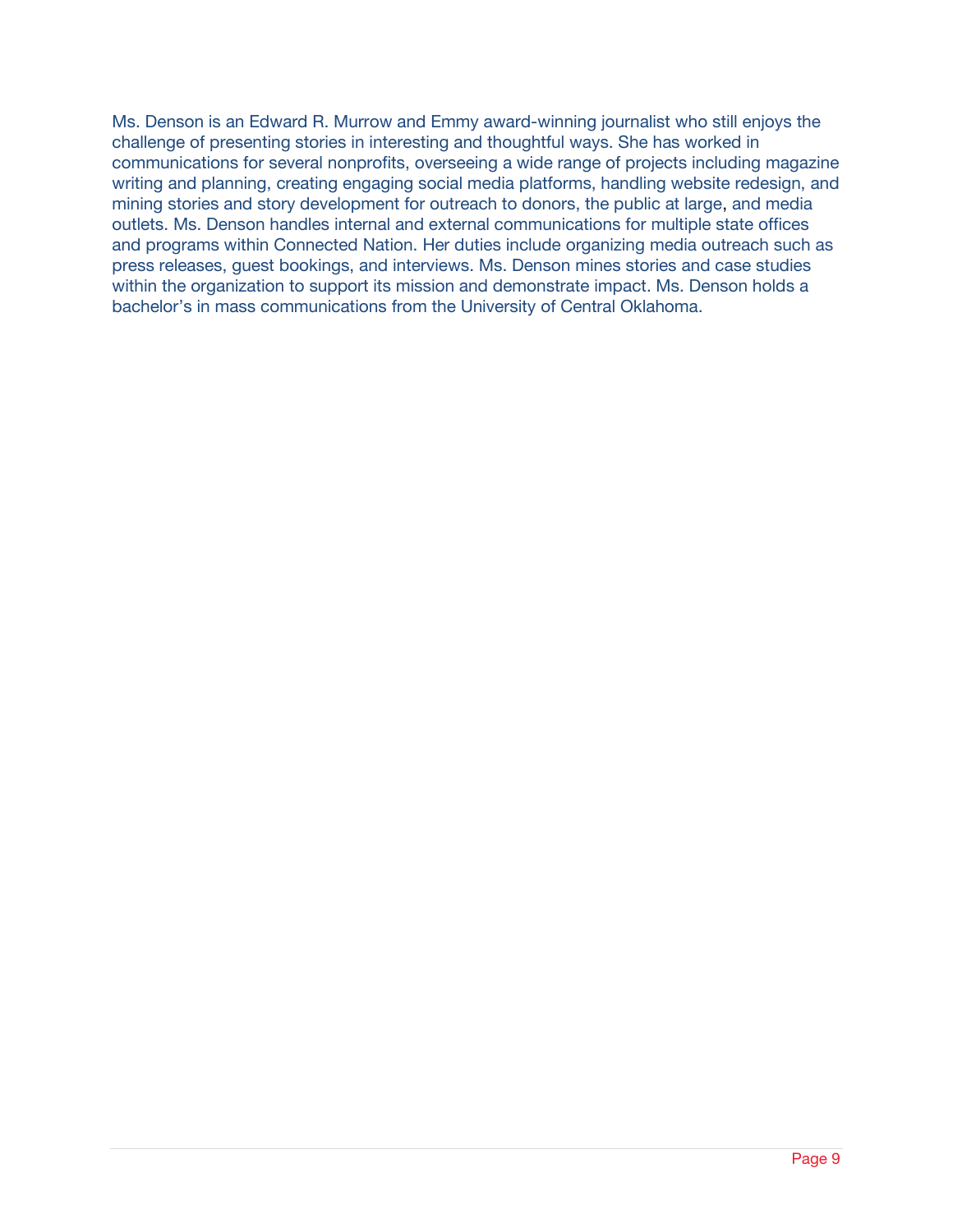Ms. Denson is an Edward R. Murrow and Emmy award-winning journalist who still enjoys the challenge of presenting stories in interesting and thoughtful ways. She has worked in communications for several nonprofits, overseeing a wide range of projects including magazine writing and planning, creating engaging social media platforms, handling website redesign, and mining stories and story development for outreach to donors, the public at large, and media outlets. Ms. Denson handles internal and external communications for multiple state offices and programs within Connected Nation. Her duties include organizing media outreach such as press releases, guest bookings, and interviews. Ms. Denson mines stories and case studies within the organization to support its mission and demonstrate impact. Ms. Denson holds a bachelor's in mass communications from the University of Central Oklahoma.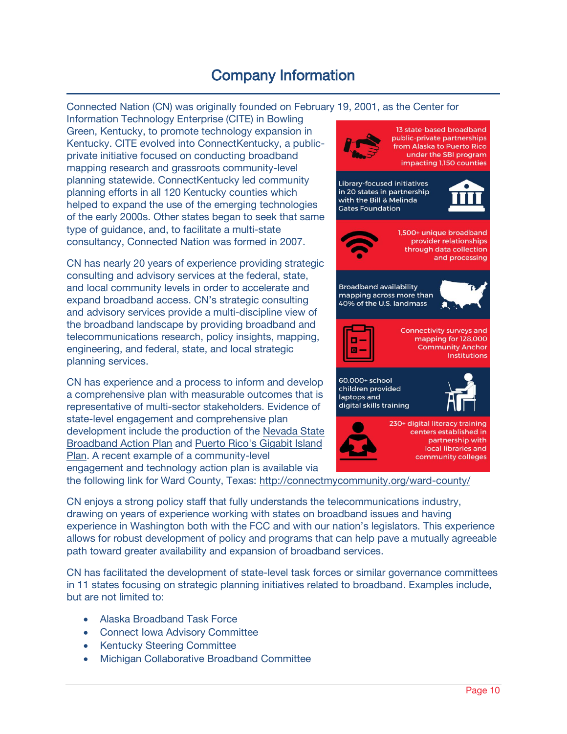# Company Information

Connected Nation (CN) was originally founded on February 19, 2001, as the Center for Information Technology Enterprise (CITE) in Bowling Green, Kentucky, to promote technology expansion in Kentucky. CITE evolved into ConnectKentucky, a public-private initiative focused on conducting broadband mapping research and grassroots community-level planning statewide. ConnectKentucky led community planning efforts in all 120 Kentucky counties which helped to expand the use of the emerging technologies of the early 2000s. Other states began to seek that same type of guidance, and, to facilitate a multi-state consultancy, Connected Nation was formed in 2007.

- 13 state-based broadband public-private partnerships from Alaska to Puerto Rico under the SBI program impacting 1,150 counties
- Library-focused initiatives in 20 states in partnership with the Bill & Melinda Gates Foundation
- 1,500+ unique broadband provider relationships through data collection and processing
- Broadband availability mapping across more than 40% of the U.S. landmass
- Connectivity surveys and mapping for 128,000 Community Anchor Institutions
- 60,000+ school children provided laptops and digital skills training
- 230+ digital literacy training centers established in partnership with local libraries and community colleges

CN has nearly 20 years of experience providing strategic consulting and advisory services at the federal, state, and local community levels in order to accelerate and expand broadband access. CN's strategic consulting and advisory services provide a multi-discipline view of the broadband landscape by providing broadband and telecommunications research, policy insights, mapping, engineering, and federal, state, and local strategic planning services.

CN has experience and a process to inform and develop a comprehensive plan with measurable outcomes that is representative of multi-sector stakeholders. Evidence of state-level engagement and comprehensive plan development include the production of the Nevada State Broadband Action Plan and Puerto Rico's Gigabit Island Plan. A recent example of a community-level engagement and technology action plan is available via the following link for Ward County, Texas: http://connectmycommunity.org/ward-county/

CN enjoys a strong policy staff that fully understands the telecommunications industry, drawing on years of experience working with states on broadband issues and having experience in Washington both with the FCC and with our nation's legislators. This experience allows for robust development of policy and programs that can help pave a mutually agreeable path toward greater availability and expansion of broadband services.

CN has facilitated the development of state-level task forces or similar governance committees in 11 states focusing on strategic planning initiatives related to broadband. Examples include, but are not limited to:

- Alaska Broadband Task Force
- Connect Iowa Advisory Committee
- Kentucky Steering Committee
- Michigan Collaborative Broadband Committee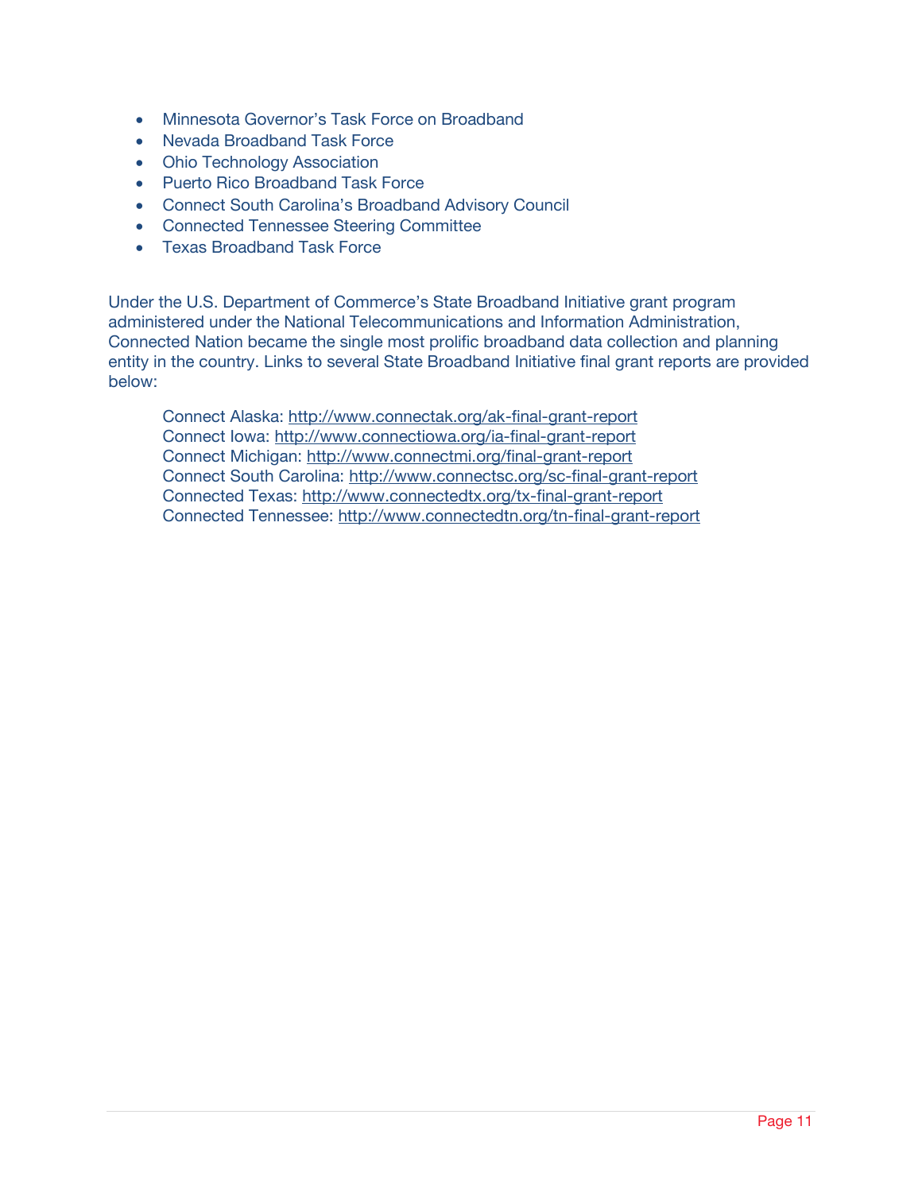- Minnesota Governor's Task Force on Broadband
- Nevada Broadband Task Force
- Ohio Technology Association
- Puerto Rico Broadband Task Force
- Connect South Carolina's Broadband Advisory Council
- Connected Tennessee Steering Committee
- Texas Broadband Task Force

Under the U.S. Department of Commerce's State Broadband Initiative grant program administered under the National Telecommunications and Information Administration, Connected Nation became the single most prolific broadband data collection and planning entity in the country. Links to several State Broadband Initiative final grant reports are provided below:

Connect Alaska: http://www.connectak.org/ak-final-grant-report
Connect Iowa: http://www.connectiowa.org/ia-final-grant-report
Connect Michigan: http://www.connectmi.org/final-grant-report
Connect South Carolina: http://www.connectsc.org/sc-final-grant-report
Connected Texas: http://www.connectedtx.org/tx-final-grant-report
Connected Tennessee: http://www.connectedtn.org/tn-final-grant-report